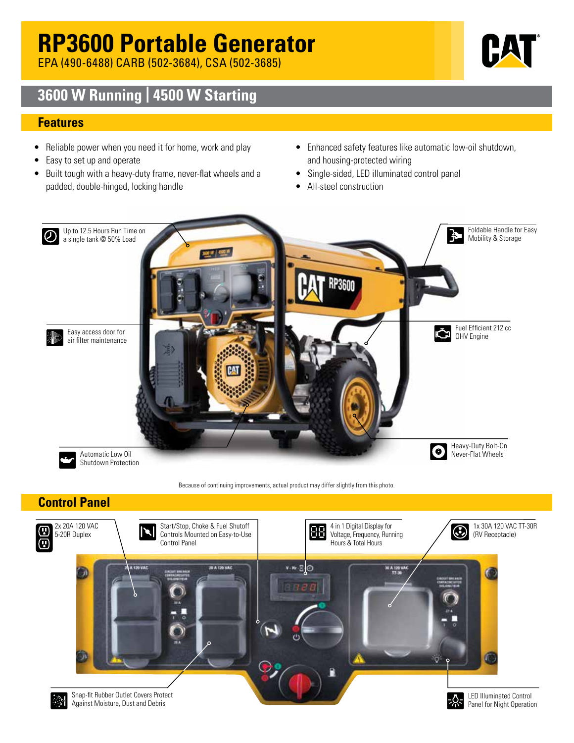# RP3600 Portable Generator

EPA (490-6488) CARB (502-3684), CSA (502-3685)

## 3600 W Running | 4500 W Starting

## Features

- Reliable power when you need it for home, work and play
- Easy to set up and operate
- Built tough with a heavy-duty frame, never-flat wheels and a padded, double-hinged, locking handle
- Enhanced safety features like automatic low-oil shutdown, and housing-protected wiring
- Single-sided, LED illuminated control panel
- All-steel construction

Up to 12.5 Hours Run Time on a single tank @ 50% Load

Foldable Handle for Easy Mobility & Storage

Easy access door for air filter maintenance

Fuel Efficient 212 cc OHV Engine

Automatic Low Oil Shutdown Protection

Heavy-Duty Bolt-On Never-Flat Wheels

Because of continuing improvements, actual product may differ slightly from this photo.

## Control Panel

2x 20A 120 VAC 5-20R Duplex

Start/Stop, Choke & Fuel Shutoff Controls Mounted on Easy-to-Use Control Panel

4 in 1 Digital Display for Voltage, Frequency, Running Hours & Total Hours

1x 30A 120 VAC TT-30R (RV Receptacle)

Snap-fit Rubber Outlet Covers Protect Against Moisture, Dust and Debris

LED Illuminated Control Panel for Night Operation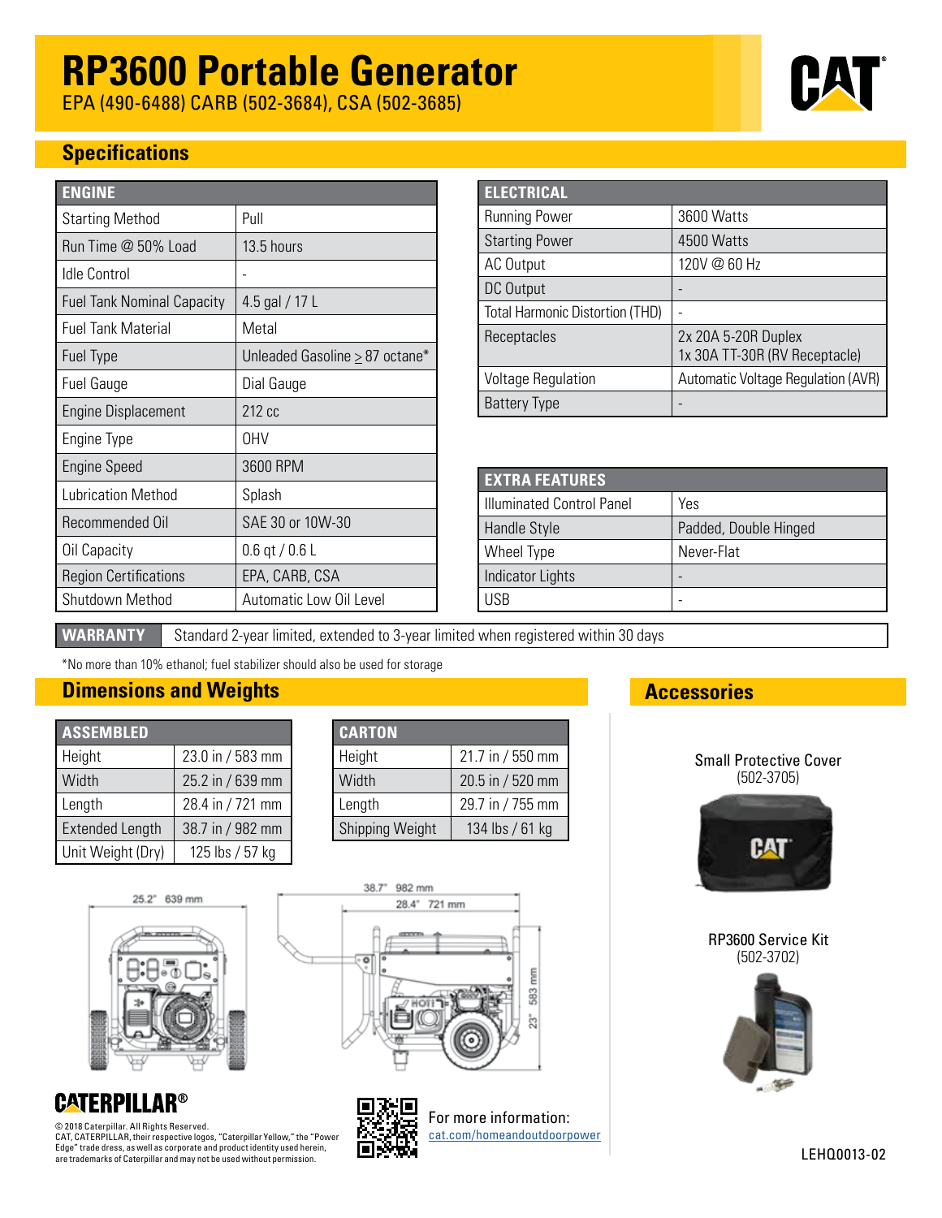# RP3600 Portable Generator

EPA (490-6488) CARB (502-3684), CSA (502-3685)

## Specifications

| ENGINE | |
|---|---|
| Starting Method | Pull |
| Run Time @ 50% Load | 13.5 hours |
| Idle Control | - |
| Fuel Tank Nominal Capacity | 4.5 gal / 17 L |
| Fuel Tank Material | Metal |
| Fuel Type | Unleaded Gasoline ≥ 87 octane* |
| Fuel Gauge | Dial Gauge |
| Engine Displacement | 212 cc |
| Engine Type | OHV |
| Engine Speed | 3600 RPM |
| Lubrication Method | Splash |
| Recommended Oil | SAE 30 or 10W-30 |
| Oil Capacity | 0.6 qt / 0.6 L |
| Region Certifications | EPA, CARB, CSA |
| Shutdown Method | Automatic Low Oil Level |

| ELECTRICAL | |
|---|---|
| Running Power | 3600 Watts |
| Starting Power | 4500 Watts |
| AC Output | 120V @ 60 Hz |
| DC Output | - |
| Total Harmonic Distortion (THD) | - |
| Receptacles | 2x 20A 5-20R Duplex<br>1x 30A TT-30R (RV Receptacle) |
| Voltage Regulation | Automatic Voltage Regulation (AVR) |
| Battery Type | - |

| EXTRA FEATURES | |
|---|---|
| Illuminated Control Panel | Yes |
| Handle Style | Padded, Double Hinged |
| Wheel Type | Never-Flat |
| Indicator Lights | - |
| USB | - |

**WARRANTY** Standard 2-year limited, extended to 3-year limited when registered within 30 days

*No more than 10% ethanol; fuel stabilizer should also be used for storage

## Dimensions and Weights

| ASSEMBLED | |
|---|---|
| Height | 23.0 in / 583 mm |
| Width | 25.2 in / 639 mm |
| Length | 28.4 in / 721 mm |
| Extended Length | 38.7 in / 982 mm |
| Unit Weight (Dry) | 125 lbs / 57 kg |

| CARTON | |
|---|---|
| Height | 21.7 in / 550 mm |
| Width | 20.5 in / 520 mm |
| Length | 29.7 in / 755 mm |
| Shipping Weight | 134 lbs / 61 kg |

25.2" 639 mm

38.7" 982 mm

28.4" 721 mm

23" 583 mm

## Accessories

Small Protective Cover
(502-3705)

RP3600 Service Kit
(502-3702)

CATERPILLAR®

© 2018 Caterpillar. All Rights Reserved.
CAT, CATERPILLAR, their respective logos, "Caterpillar Yellow," the "Power Edge" trade dress, as well as corporate and product identity used herein, are trademarks of Caterpillar and may not be used without permission.

For more information:
cat.com/homeandoutdoorpower

LEHQ0013-02